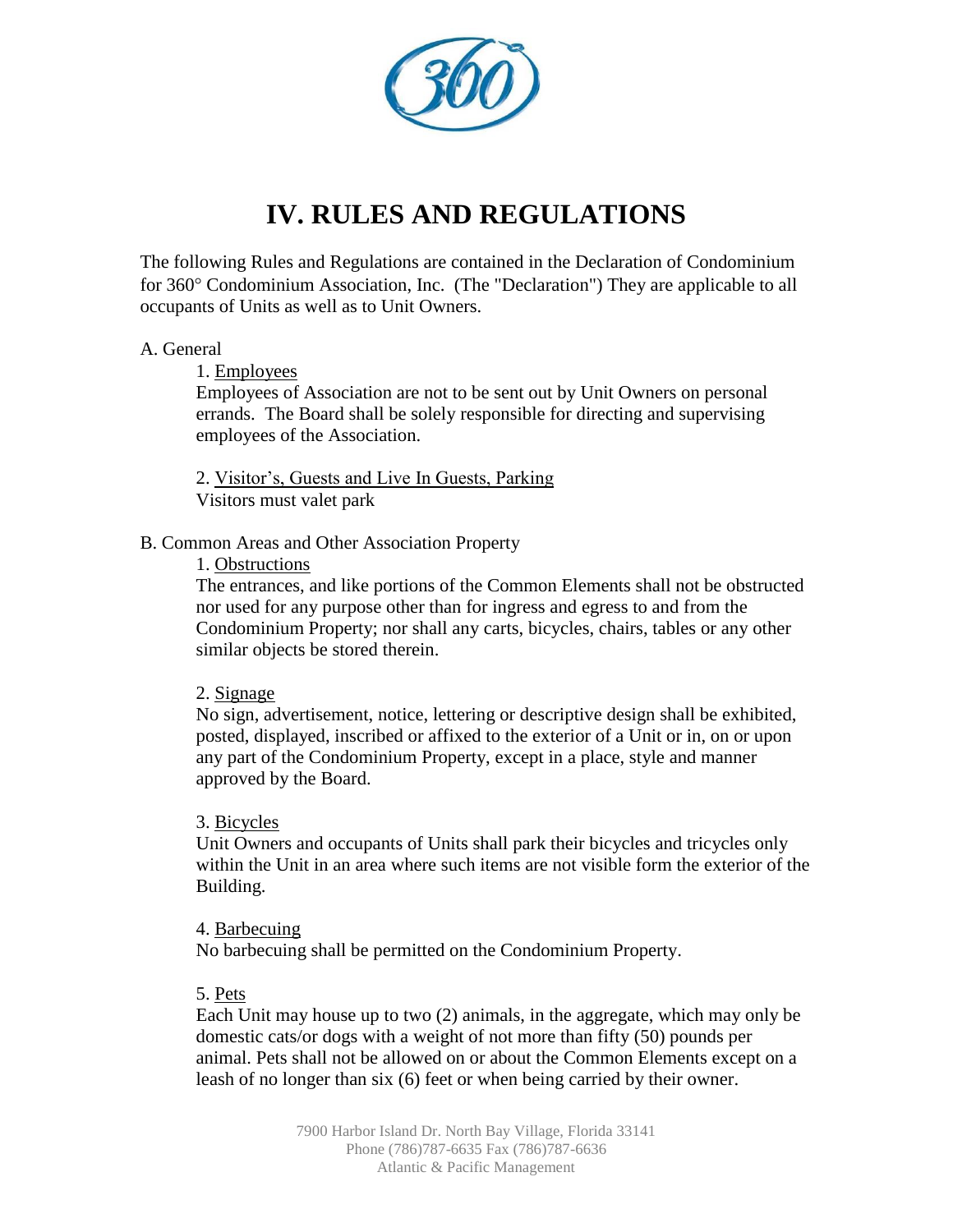# IV. RULES AND REGULATIONS

The following Rules and Regulations are contained in the Declaration of Condominium for 360° Condominium Association, Inc. (The "Declaration") They are applicable to all occupants of Units as well as to Unit Owners.

A. General

1. Employees

Employees of Association are not to be sent out by Unit Owners on personal errands. The Board shall be solely responsible for directing and supervising employees of the Association.

2. Visitor's, Guests and Live In Guests, Parking

Visitors must valet park

B. Common Areas and Other Association Property

1. Obstructions

The entrances, and like portions of the Common Elements shall not be obstructed nor used for any purpose other than for ingress and egress to and from the Condominium Property; nor shall any carts, bicycles, chairs, tables or any other similar objects be stored therein.

2. Signage

No sign, advertisement, notice, lettering or descriptive design shall be exhibited, posted, displayed, inscribed or affixed to the exterior of a Unit or in, on or upon any part of the Condominium Property, except in a place, style and manner approved by the Board.

3. Bicycles

Unit Owners and occupants of Units shall park their bicycles and tricycles only within the Unit in an area where such items are not visible form the exterior of the Building.

4. Barbecuing

No barbecuing shall be permitted on the Condominium Property.

5. Pets

Each Unit may house up to two (2) animals, in the aggregate, which may only be domestic cats/or dogs with a weight of not more than fifty (50) pounds per animal. Pets shall not be allowed on or about the Common Elements except on a leash of no longer than six (6) feet or when being carried by their owner.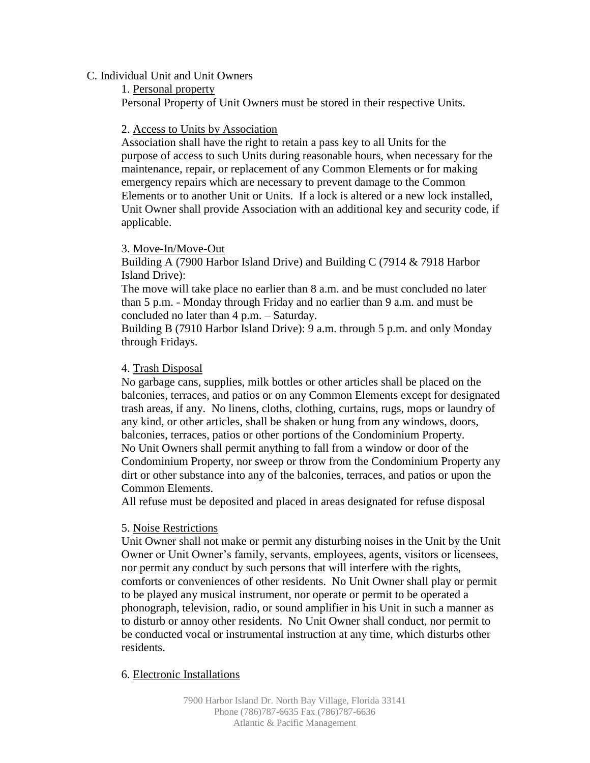C. Individual Unit and Unit Owners

1. <u>Personal property</u>

Personal Property of Unit Owners must be stored in their respective Units.

2. <u>Access to Units by Association</u>

Association shall have the right to retain a pass key to all Units for the purpose of access to such Units during reasonable hours, when necessary for the maintenance, repair, or replacement of any Common Elements or for making emergency repairs which are necessary to prevent damage to the Common Elements or to another Unit or Units. If a lock is altered or a new lock installed, Unit Owner shall provide Association with an additional key and security code, if applicable.

3. <u>Move-In/Move-Out</u>

Building A (7900 Harbor Island Drive) and Building C (7914 & 7918 Harbor Island Drive):

The move will take place no earlier than 8 a.m. and be must concluded no later than 5 p.m. - Monday through Friday and no earlier than 9 a.m. and must be concluded no later than 4 p.m. – Saturday.

Building B (7910 Harbor Island Drive): 9 a.m. through 5 p.m. and only Monday through Fridays.

4. <u>Trash Disposal</u>

No garbage cans, supplies, milk bottles or other articles shall be placed on the balconies, terraces, and patios or on any Common Elements except for designated trash areas, if any. No linens, cloths, clothing, curtains, rugs, mops or laundry of any kind, or other articles, shall be shaken or hung from any windows, doors, balconies, terraces, patios or other portions of the Condominium Property. No Unit Owners shall permit anything to fall from a window or door of the Condominium Property, nor sweep or throw from the Condominium Property any dirt or other substance into any of the balconies, terraces, and patios or upon the Common Elements.

All refuse must be deposited and placed in areas designated for refuse disposal

5. <u>Noise Restrictions</u>

Unit Owner shall not make or permit any disturbing noises in the Unit by the Unit Owner or Unit Owner's family, servants, employees, agents, visitors or licensees, nor permit any conduct by such persons that will interfere with the rights, comforts or conveniences of other residents. No Unit Owner shall play or permit to be played any musical instrument, nor operate or permit to be operated a phonograph, television, radio, or sound amplifier in his Unit in such a manner as to disturb or annoy other residents. No Unit Owner shall conduct, nor permit to be conducted vocal or instrumental instruction at any time, which disturbs other residents.

6. <u>Electronic Installations</u>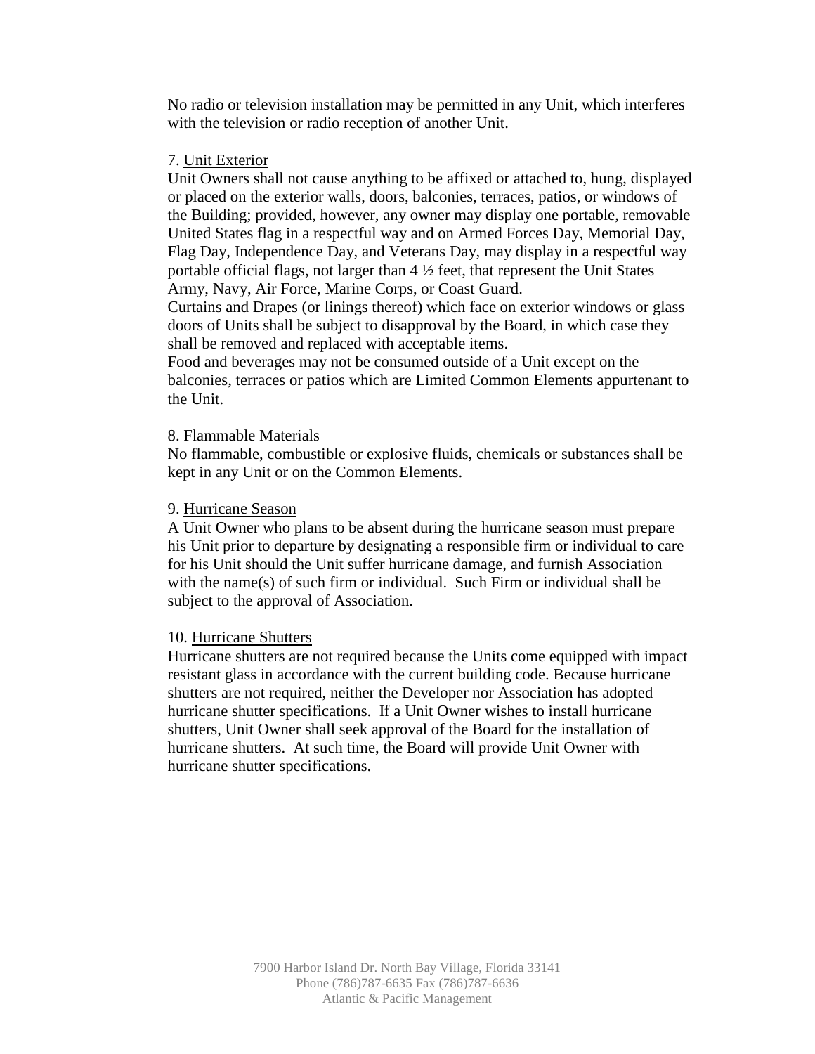No radio or television installation may be permitted in any Unit, which interferes with the television or radio reception of another Unit.

7. Unit Exterior

Unit Owners shall not cause anything to be affixed or attached to, hung, displayed or placed on the exterior walls, doors, balconies, terraces, patios, or windows of the Building; provided, however, any owner may display one portable, removable United States flag in a respectful way and on Armed Forces Day, Memorial Day, Flag Day, Independence Day, and Veterans Day, may display in a respectful way portable official flags, not larger than 4 ½ feet, that represent the Unit States Army, Navy, Air Force, Marine Corps, or Coast Guard.

Curtains and Drapes (or linings thereof) which face on exterior windows or glass doors of Units shall be subject to disapproval by the Board, in which case they shall be removed and replaced with acceptable items.

Food and beverages may not be consumed outside of a Unit except on the balconies, terraces or patios which are Limited Common Elements appurtenant to the Unit.

8. Flammable Materials

No flammable, combustible or explosive fluids, chemicals or substances shall be kept in any Unit or on the Common Elements.

9. Hurricane Season

A Unit Owner who plans to be absent during the hurricane season must prepare his Unit prior to departure by designating a responsible firm or individual to care for his Unit should the Unit suffer hurricane damage, and furnish Association with the name(s) of such firm or individual. Such Firm or individual shall be subject to the approval of Association.

10. Hurricane Shutters

Hurricane shutters are not required because the Units come equipped with impact resistant glass in accordance with the current building code. Because hurricane shutters are not required, neither the Developer nor Association has adopted hurricane shutter specifications. If a Unit Owner wishes to install hurricane shutters, Unit Owner shall seek approval of the Board for the installation of hurricane shutters. At such time, the Board will provide Unit Owner with hurricane shutter specifications.